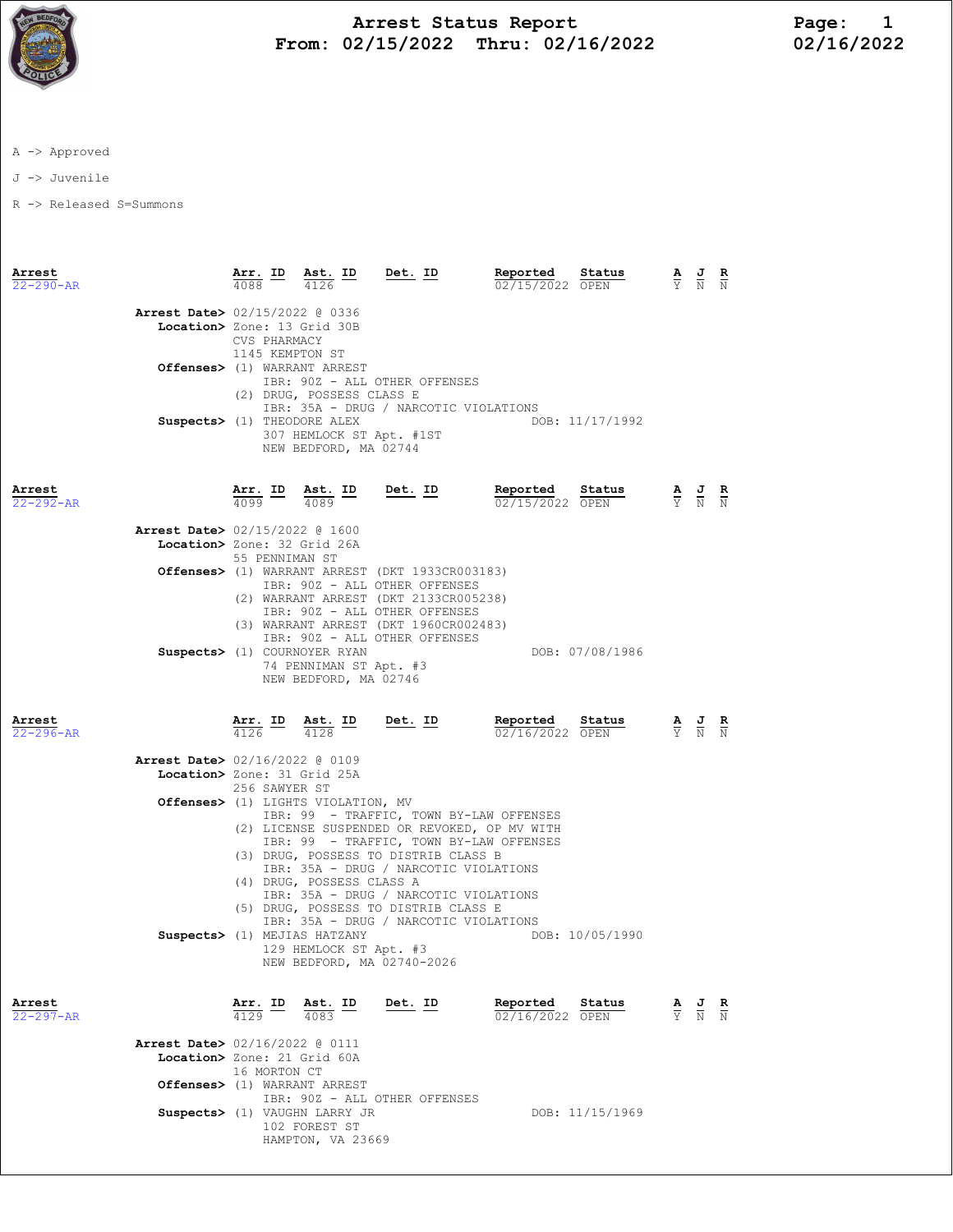# Arrest Status Report

**From: 02/15/2022 Thru: 02/16/2022**

02/16/2022

A -> Approved

J -> Juvenile

R -> Released S=Summons

| Arrest | Arr. ID | Ast. ID | Det. ID | Reported | Status | A | J | R |
|---|---|---|---|---|---|---|---|---|
| 22-290-AR | 4088 | 4126 | | 02/15/2022 | OPEN | Y | N | N |

**Arrest Date>** 02/15/2022 @ 0336
**Location>** Zone: 13 Grid 30B
CVS PHARMACY
1145 KEMPTON ST
**Offenses>** (1) WARRANT ARREST
IBR: 90Z - ALL OTHER OFFENSES
(2) DRUG, POSSESS CLASS E
IBR: 35A - DRUG / NARCOTIC VIOLATIONS
**Suspects>** (1) THEODORE ALEX — DOB: 11/17/1992
307 HEMLOCK ST Apt. #1ST
NEW BEDFORD, MA 02744

| Arrest | Arr. ID | Ast. ID | Det. ID | Reported | Status | A | J | R |
|---|---|---|---|---|---|---|---|---|
| 22-292-AR | 4099 | 4089 | | 02/15/2022 | OPEN | Y | N | N |

**Arrest Date>** 02/15/2022 @ 1600
**Location>** Zone: 32 Grid 26A
55 PENNIMAN ST
**Offenses>** (1) WARRANT ARREST (DKT 1933CR003183)
IBR: 90Z - ALL OTHER OFFENSES
(2) WARRANT ARREST (DKT 2133CR005238)
IBR: 90Z - ALL OTHER OFFENSES
(3) WARRANT ARREST (DKT 1960CR002483)
IBR: 90Z - ALL OTHER OFFENSES
**Suspects>** (1) COURNOYER RYAN — DOB: 07/08/1986
74 PENNIMAN ST Apt. #3
NEW BEDFORD, MA 02746

| Arrest | Arr. ID | Ast. ID | Det. ID | Reported | Status | A | J | R |
|---|---|---|---|---|---|---|---|---|
| 22-296-AR | 4126 | 4128 | | 02/16/2022 | OPEN | Y | N | N |

**Arrest Date>** 02/16/2022 @ 0109
**Location>** Zone: 31 Grid 25A
256 SAWYER ST
**Offenses>** (1) LIGHTS VIOLATION, MV
IBR: 99 - TRAFFIC, TOWN BY-LAW OFFENSES
(2) LICENSE SUSPENDED OR REVOKED, OP MV WITH
IBR: 99 - TRAFFIC, TOWN BY-LAW OFFENSES
(3) DRUG, POSSESS TO DISTRIB CLASS B
IBR: 35A - DRUG / NARCOTIC VIOLATIONS
(4) DRUG, POSSESS CLASS A
IBR: 35A - DRUG / NARCOTIC VIOLATIONS
(5) DRUG, POSSESS TO DISTRIB CLASS E
IBR: 35A - DRUG / NARCOTIC VIOLATIONS
**Suspects>** (1) MEJIAS HATZANY — DOB: 10/05/1990
129 HEMLOCK ST Apt. #3
NEW BEDFORD, MA 02740-2026

| Arrest | Arr. ID | Ast. ID | Det. ID | Reported | Status | A | J | R |
|---|---|---|---|---|---|---|---|---|
| 22-297-AR | 4129 | 4083 | | 02/16/2022 | OPEN | Y | N | N |

**Arrest Date>** 02/16/2022 @ 0111
**Location>** Zone: 21 Grid 60A
16 MORTON CT
**Offenses>** (1) WARRANT ARREST
IBR: 90Z - ALL OTHER OFFENSES
**Suspects>** (1) VAUGHN LARRY JR — DOB: 11/15/1969
102 FOREST ST
HAMPTON, VA 23669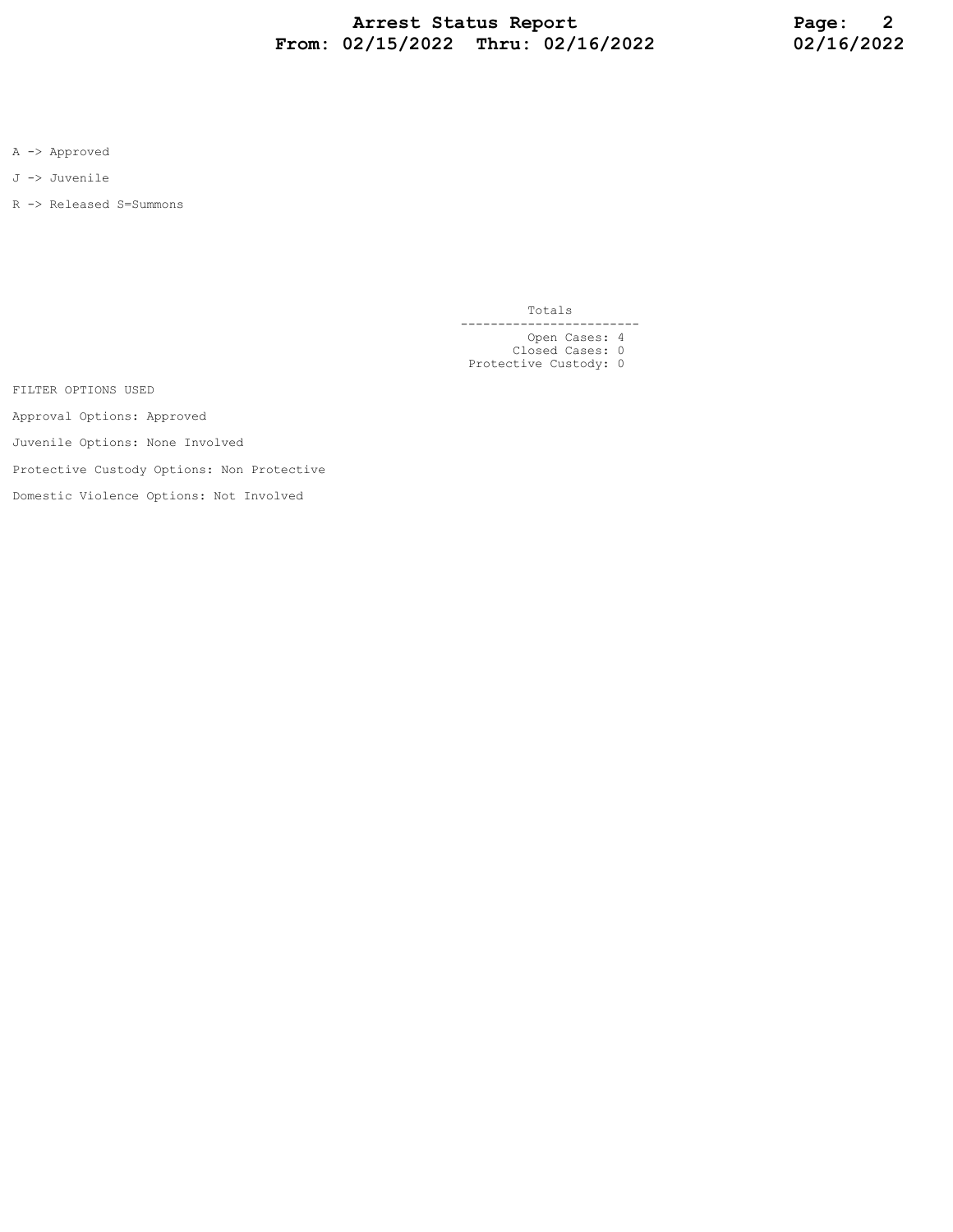# Arrest Status Report

**From: 02/15/2022 Thru: 02/16/2022**

A -> Approved

J -> Juvenile

R -> Released S=Summons

**Totals**

Open Cases: 4
Closed Cases: 0
Protective Custody: 0

FILTER OPTIONS USED

Approval Options: Approved

Juvenile Options: None Involved

Protective Custody Options: Non Protective

Domestic Violence Options: Not Involved